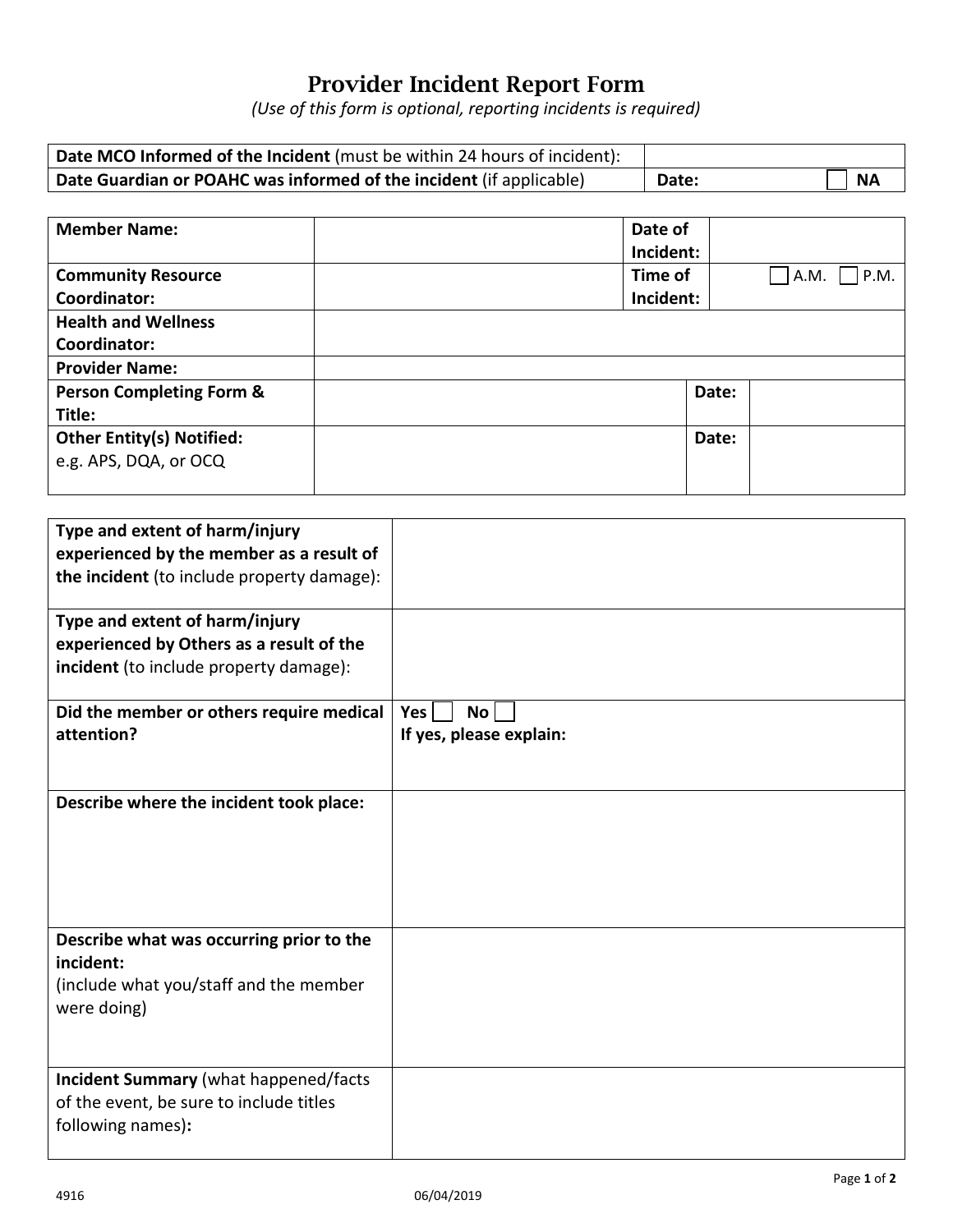# Provider Incident Report Form

*(Use of this form is optional, reporting incidents is required)*

| **Date MCO Informed of the Incident** (must be within 24 hours of incident): | | |
|---|---|---|
| **Date Guardian or POAHC was informed of the incident** (if applicable) | **Date:** | ☐ **NA** |

| **Member Name:** | | **Date of Incident:** | |
|---|---|---|---|
| **Community Resource Coordinator:** | | **Time of Incident:** | ☐ A.M. ☐ P.M. |
| **Health and Wellness Coordinator:** | | | |
| **Provider Name:** | | | |
| **Person Completing Form & Title:** | | **Date:** | |
| **Other Entity(s) Notified:** e.g. APS, DQA, or OCQ | | **Date:** | |

| | |
|---|---|
| **Type and extent of harm/injury experienced by the member as a result of the incident** (to include property damage): | |
| **Type and extent of harm/injury experienced by Others as a result of the incident** (to include property damage): | |
| **Did the member or others require medical attention?** | **Yes** ☐ **No** ☐ **If yes, please explain:** |
| **Describe where the incident took place:** | |
| **Describe what was occurring prior to the incident:** (include what you/staff and the member were doing) | |
| **Incident Summary** (what happened/facts of the event, be sure to include titles following names)**:** | |

4916 06/04/2019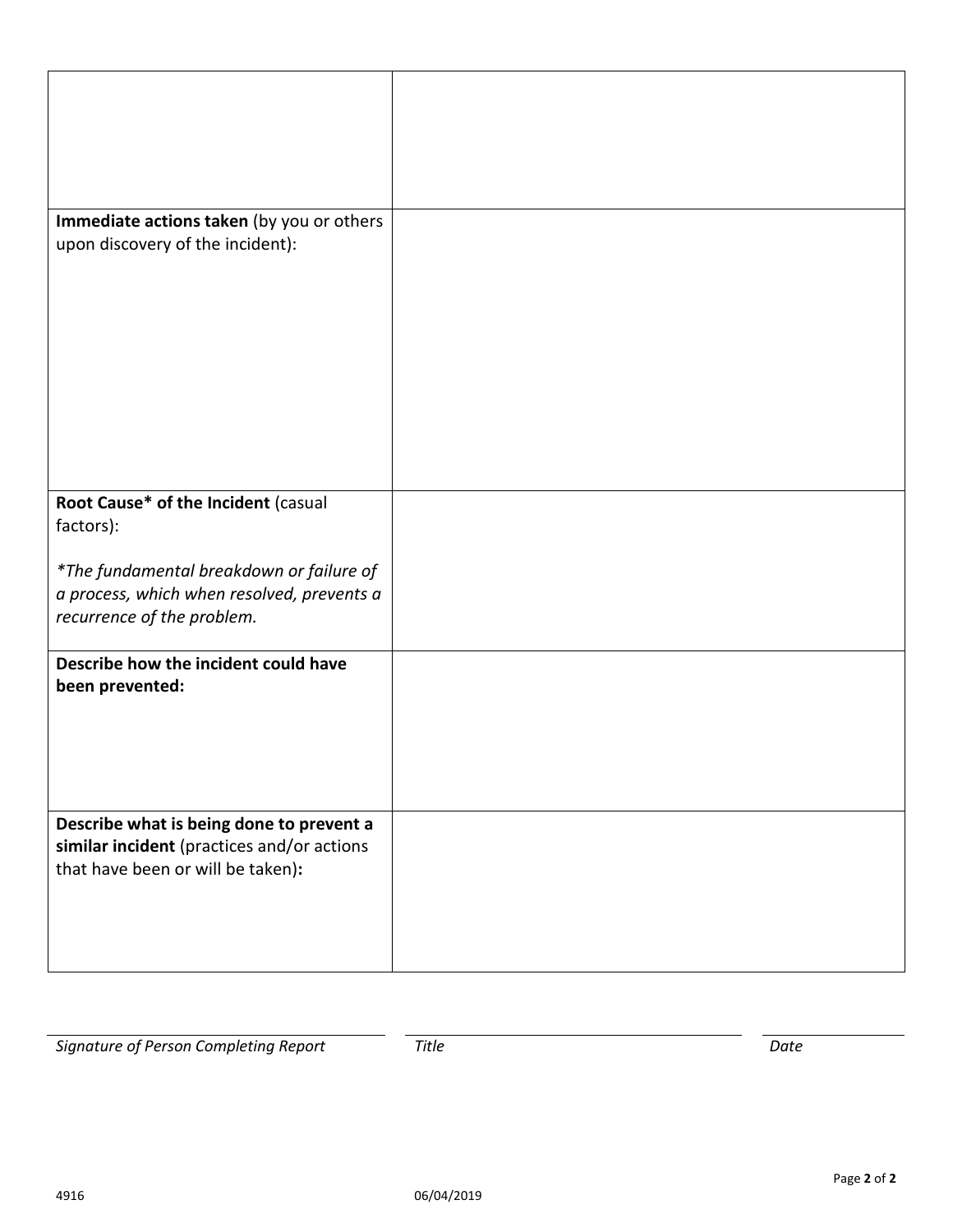| | |
|---|---|
| | |
| **Immediate actions taken** (by you or others upon discovery of the incident): | |
| **Root Cause* of the Incident** (casual factors):<br><br>*\*The fundamental breakdown or failure of a process, which when resolved, prevents a recurrence of the problem.* | |
| **Describe how the incident could have been prevented:** | |
| **Describe what is being done to prevent a similar incident** (practices and/or actions that have been or will be taken)**:** | |

| | | |
|---|---|---|
| _________________________ | _________________________ | ____________ |
| *Signature of Person Completing Report* | *Title* | *Date* |

4916 06/04/2019